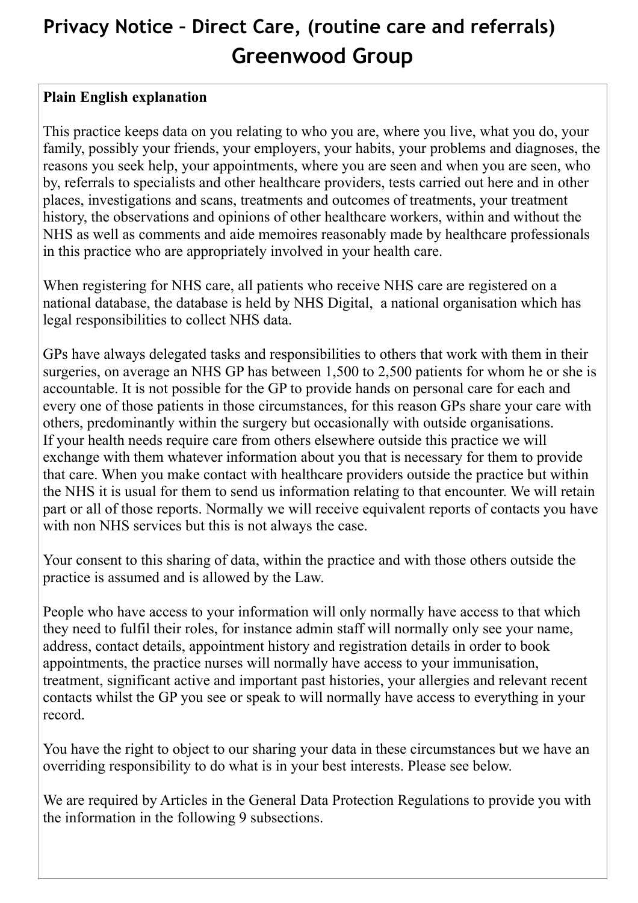# Privacy Notice – Direct Care, (routine care and referrals)
# Greenwood Group

**Plain English explanation**

This practice keeps data on you relating to who you are, where you live, what you do, your family, possibly your friends, your employers, your habits, your problems and diagnoses, the reasons you seek help, your appointments, where you are seen and when you are seen, who by, referrals to specialists and other healthcare providers, tests carried out here and in other places, investigations and scans, treatments and outcomes of treatments, your treatment history, the observations and opinions of other healthcare workers, within and without the NHS as well as comments and aide memoires reasonably made by healthcare professionals in this practice who are appropriately involved in your health care.

When registering for NHS care, all patients who receive NHS care are registered on a national database, the database is held by NHS Digital, a national organisation which has legal responsibilities to collect NHS data.

GPs have always delegated tasks and responsibilities to others that work with them in their surgeries, on average an NHS GP has between 1,500 to 2,500 patients for whom he or she is accountable. It is not possible for the GP to provide hands on personal care for each and every one of those patients in those circumstances, for this reason GPs share your care with others, predominantly within the surgery but occasionally with outside organisations.
If your health needs require care from others elsewhere outside this practice we will exchange with them whatever information about you that is necessary for them to provide that care. When you make contact with healthcare providers outside the practice but within the NHS it is usual for them to send us information relating to that encounter. We will retain part or all of those reports. Normally we will receive equivalent reports of contacts you have with non NHS services but this is not always the case.

Your consent to this sharing of data, within the practice and with those others outside the practice is assumed and is allowed by the Law.

People who have access to your information will only normally have access to that which they need to fulfil their roles, for instance admin staff will normally only see your name, address, contact details, appointment history and registration details in order to book appointments, the practice nurses will normally have access to your immunisation, treatment, significant active and important past histories, your allergies and relevant recent contacts whilst the GP you see or speak to will normally have access to everything in your record.

You have the right to object to our sharing your data in these circumstances but we have an overriding responsibility to do what is in your best interests. Please see below.

We are required by Articles in the General Data Protection Regulations to provide you with the information in the following 9 subsections.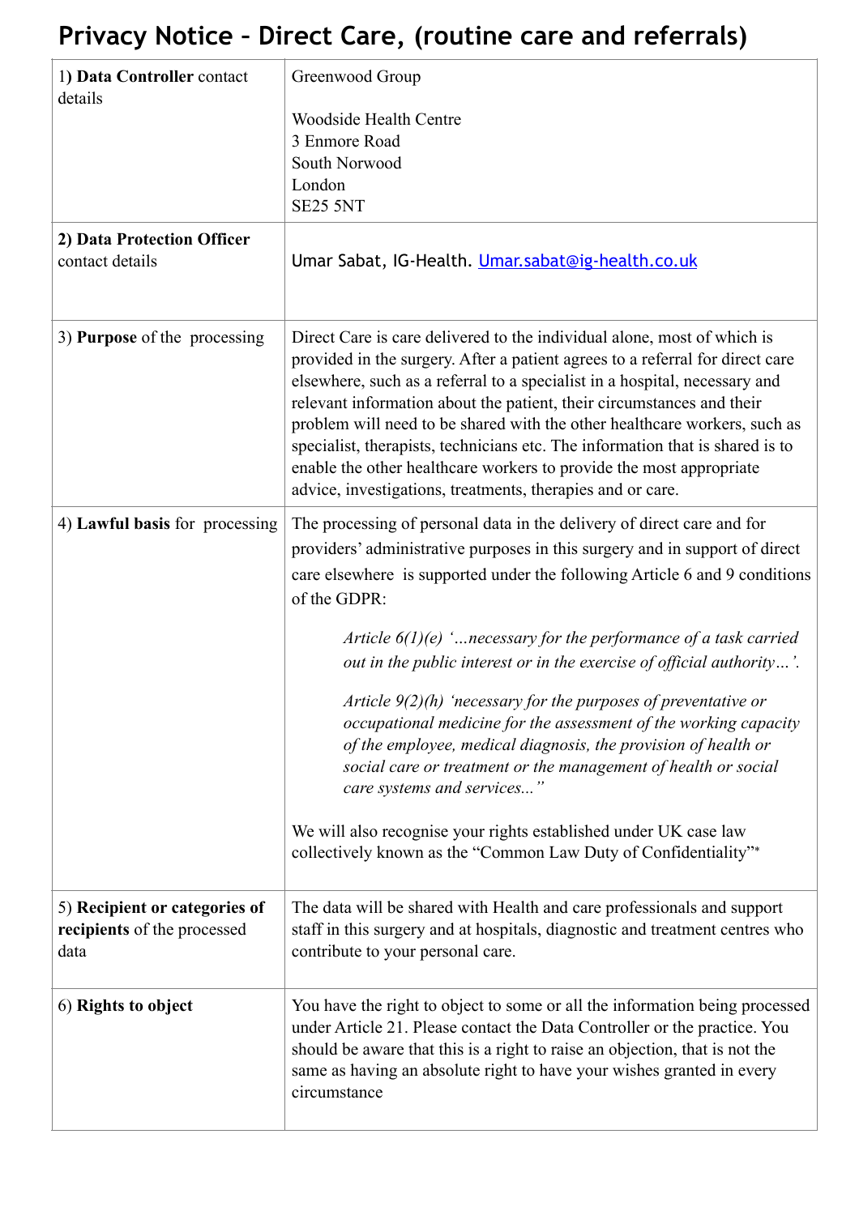# Privacy Notice – Direct Care, (routine care and referrals)

| | |
|---|---|
| 1) **Data Controller** contact details | Greenwood Group<br><br>Woodside Health Centre<br>3 Enmore Road<br>South Norwood<br>London<br>SE25 5NT |
| **2) Data Protection Officer** contact details | Umar Sabat, IG-Health. [Umar.sabat@ig-health.co.uk](mailto:Umar.sabat@ig-health.co.uk) |
| 3) **Purpose** of the processing | Direct Care is care delivered to the individual alone, most of which is provided in the surgery. After a patient agrees to a referral for direct care elsewhere, such as a referral to a specialist in a hospital, necessary and relevant information about the patient, their circumstances and their problem will need to be shared with the other healthcare workers, such as specialist, therapists, technicians etc. The information that is shared is to enable the other healthcare workers to provide the most appropriate advice, investigations, treatments, therapies and or care. |
| 4) **Lawful basis** for processing | The processing of personal data in the delivery of direct care and for providers' administrative purposes in this surgery and in support of direct care elsewhere is supported under the following Article 6 and 9 conditions of the GDPR:<br><br>*Article 6(1)(e) '…necessary for the performance of a task carried out in the public interest or in the exercise of official authority…'.*<br><br>*Article 9(2)(h) 'necessary for the purposes of preventative or occupational medicine for the assessment of the working capacity of the employee, medical diagnosis, the provision of health or social care or treatment or the management of health or social care systems and services..."*<br><br>We will also recognise your rights established under UK case law collectively known as the "Common Law Duty of Confidentiality"* |
| 5) **Recipient or categories of recipients** of the processed data | The data will be shared with Health and care professionals and support staff in this surgery and at hospitals, diagnostic and treatment centres who contribute to your personal care. |
| 6) **Rights to object** | You have the right to object to some or all the information being processed under Article 21. Please contact the Data Controller or the practice. You should be aware that this is a right to raise an objection, that is not the same as having an absolute right to have your wishes granted in every circumstance |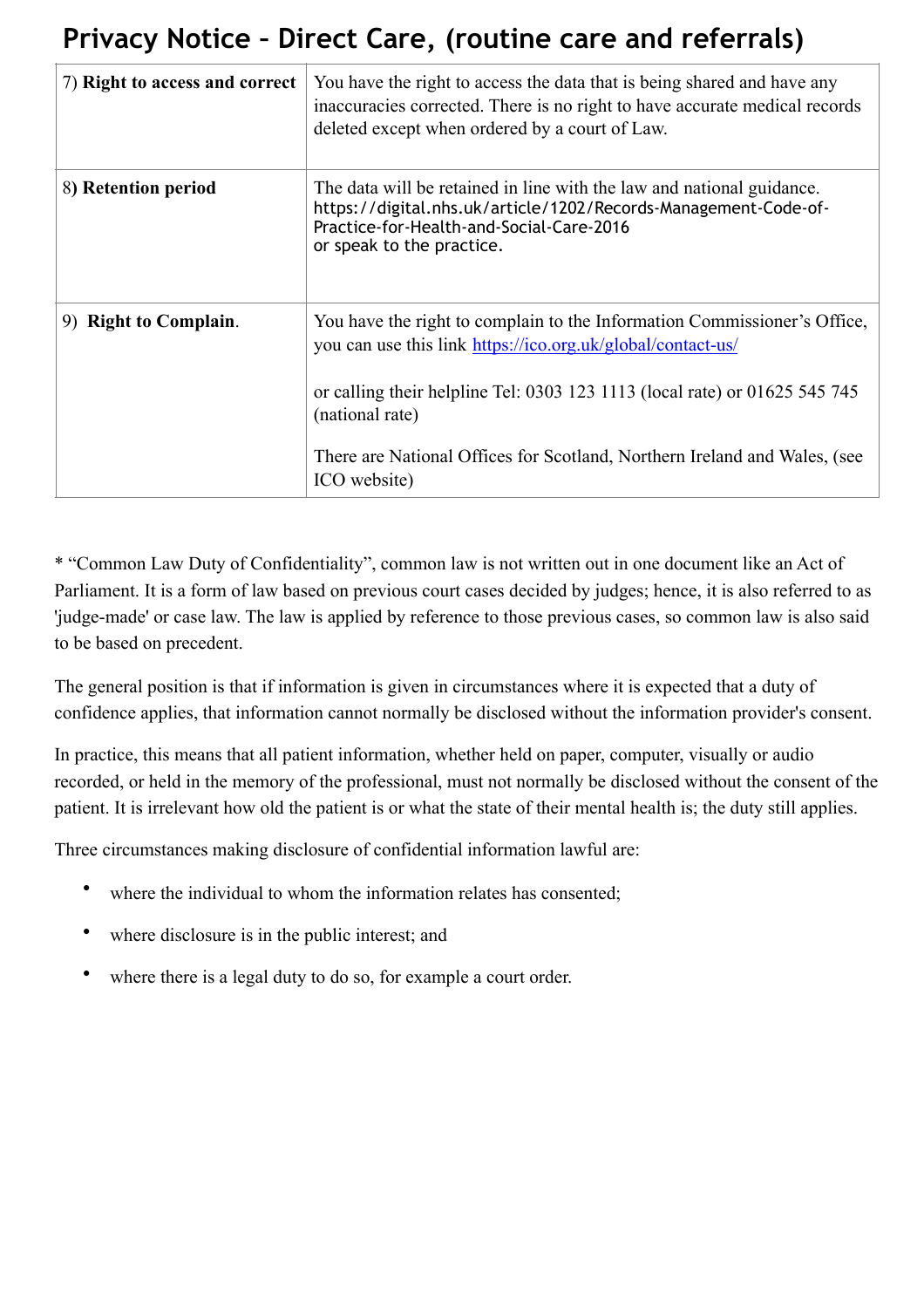# Privacy Notice – Direct Care, (routine care and referrals)

| | |
|---|---|
| 7) **Right to access and correct** | You have the right to access the data that is being shared and have any inaccuracies corrected. There is no right to have accurate medical records deleted except when ordered by a court of Law. |
| 8) **Retention period** | The data will be retained in line with the law and national guidance. https://digital.nhs.uk/article/1202/Records-Management-Code-of-Practice-for-Health-and-Social-Care-2016 or speak to the practice. |
| 9) **Right to Complain**. | You have the right to complain to the Information Commissioner's Office, you can use this link [https://ico.org.uk/global/contact-us/](https://ico.org.uk/global/contact-us/)<br><br>or calling their helpline Tel: 0303 123 1113 (local rate) or 01625 545 745 (national rate)<br><br>There are National Offices for Scotland, Northern Ireland and Wales, (see ICO website) |

* "Common Law Duty of Confidentiality", common law is not written out in one document like an Act of Parliament. It is a form of law based on previous court cases decided by judges; hence, it is also referred to as 'judge-made' or case law. The law is applied by reference to those previous cases, so common law is also said to be based on precedent.

The general position is that if information is given in circumstances where it is expected that a duty of confidence applies, that information cannot normally be disclosed without the information provider's consent.

In practice, this means that all patient information, whether held on paper, computer, visually or audio recorded, or held in the memory of the professional, must not normally be disclosed without the consent of the patient. It is irrelevant how old the patient is or what the state of their mental health is; the duty still applies.

Three circumstances making disclosure of confidential information lawful are:

- where the individual to whom the information relates has consented;
- where disclosure is in the public interest; and
- where there is a legal duty to do so, for example a court order.